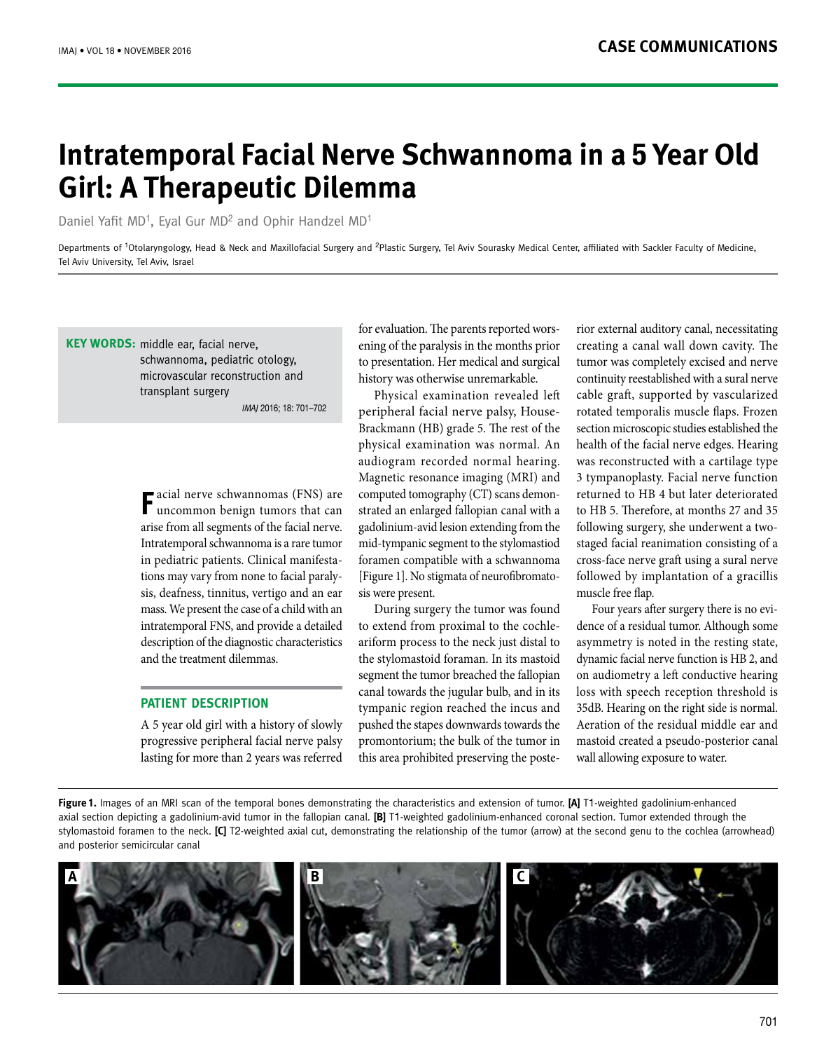# Intratemporal Facial Nerve Schwannoma in a 5 Year Old Girl: A Therapeutic Dilemma

Daniel Yafit MD[1], Eyal Gur MD[2] and Ophir Handzel MD[1]

Departments of [1]Otolaryngology, Head & Neck and Maxillofacial Surgery and [2]Plastic Surgery, Tel Aviv Sourasky Medical Center, affiliated with Sackler Faculty of Medicine, Tel Aviv University, Tel Aviv, Israel

**KEY WORDS:** middle ear, facial nerve, schwannoma, pediatric otology, microvascular reconstruction and transplant surgery

*IMAJ* 2016; 18: 701–702

Facial nerve schwannomas (FNS) are uncommon benign tumors that can arise from all segments of the facial nerve. Intratemporal schwannoma is a rare tumor in pediatric patients. Clinical manifestations may vary from none to facial paralysis, deafness, tinnitus, vertigo and an ear mass. We present the case of a child with an intratemporal FNS, and provide a detailed description of the diagnostic characteristics and the treatment dilemmas.

## PATIENT DESCRIPTION

A 5 year old girl with a history of slowly progressive peripheral facial nerve palsy lasting for more than 2 years was referred for evaluation. The parents reported worsening of the paralysis in the months prior to presentation. Her medical and surgical history was otherwise unremarkable.

Physical examination revealed left peripheral facial nerve palsy, House-Brackmann (HB) grade 5. The rest of the physical examination was normal. An audiogram recorded normal hearing. Magnetic resonance imaging (MRI) and computed tomography (CT) scans demonstrated an enlarged fallopian canal with a gadolinium-avid lesion extending from the mid-tympanic segment to the stylomastoid foramen compatible with a schwannoma [Figure 1]. No stigmata of neurofibromatosis were present.

During surgery the tumor was found to extend from proximal to the cochleariform process to the neck just distal to the stylomastoid foraman. In its mastoid segment the tumor breached the fallopian canal towards the jugular bulb, and in its tympanic region reached the incus and pushed the stapes downwards towards the promontorium; the bulk of the tumor in this area prohibited preserving the posterior external auditory canal, necessitating creating a canal wall down cavity. The tumor was completely excised and nerve continuity reestablished with a sural nerve cable graft, supported by vascularized rotated temporalis muscle flaps. Frozen section microscopic studies established the health of the facial nerve edges. Hearing was reconstructed with a cartilage type 3 tympanoplasty. Facial nerve function returned to HB 4 but later deteriorated to HB 5. Therefore, at months 27 and 35 following surgery, she underwent a two-staged facial reanimation consisting of a cross-face nerve graft using a sural nerve followed by implantation of a gracillis muscle free flap.

Four years after surgery there is no evidence of a residual tumor. Although some asymmetry is noted in the resting state, dynamic facial nerve function is HB 2, and on audiometry a left conductive hearing loss with speech reception threshold is 35dB. Hearing on the right side is normal. Aeration of the residual middle ear and mastoid created a pseudo-posterior canal wall allowing exposure to water.

**Figure 1.** Images of an MRI scan of the temporal bones demonstrating the characteristics and extension of tumor. **[A]** T1-weighted gadolinium-enhanced axial section depicting a gadolinium-avid tumor in the fallopian canal. **[B]** T1-weighted gadolinium-enhanced coronal section. Tumor extended through the stylomastoid foramen to the neck. **[C]** T2-weighted axial cut, demonstrating the relationship of the tumor (arrow) at the second genu to the cochlea (arrowhead) and posterior semicircular canal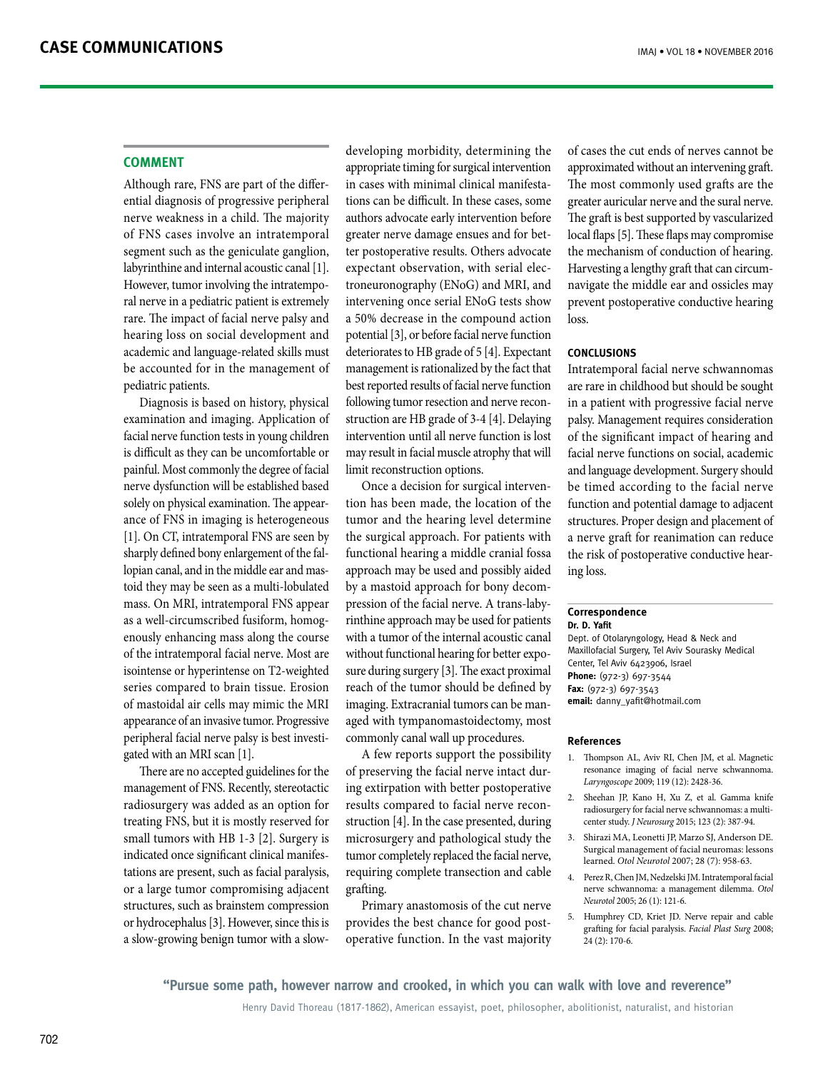## COMMENT

Although rare, FNS are part of the differential diagnosis of progressive peripheral nerve weakness in a child. The majority of FNS cases involve an intratemporal segment such as the geniculate ganglion, labyrinthine and internal acoustic canal [1]. However, tumor involving the intratemporal nerve in a pediatric patient is extremely rare. The impact of facial nerve palsy and hearing loss on social development and academic and language-related skills must be accounted for in the management of pediatric patients.

Diagnosis is based on history, physical examination and imaging. Application of facial nerve function tests in young children is difficult as they can be uncomfortable or painful. Most commonly the degree of facial nerve dysfunction will be established based solely on physical examination. The appearance of FNS in imaging is heterogeneous [1]. On CT, intratemporal FNS are seen by sharply defined bony enlargement of the fallopian canal, and in the middle ear and mastoid they may be seen as a multi-lobulated mass. On MRI, intratemporal FNS appear as a well-circumscribed fusiform, homogenously enhancing mass along the course of the intratemporal facial nerve. Most are isointense or hyperintense on T2-weighted series compared to brain tissue. Erosion of mastoidal air cells may mimic the MRI appearance of an invasive tumor. Progressive peripheral facial nerve palsy is best investigated with an MRI scan [1].

There are no accepted guidelines for the management of FNS. Recently, stereotactic radiosurgery was added as an option for treating FNS, but it is mostly reserved for small tumors with HB 1-3 [2]. Surgery is indicated once significant clinical manifestations are present, such as facial paralysis, or a large tumor compromising adjacent structures, such as brainstem compression or hydrocephalus [3]. However, since this is a slow-growing benign tumor with a slow-developing morbidity, determining the appropriate timing for surgical intervention in cases with minimal clinical manifestations can be difficult. In these cases, some authors advocate early intervention before greater nerve damage ensues and for better postoperative results. Others advocate expectant observation, with serial electroneuronography (ENoG) and MRI, and intervening once serial ENoG tests show a 50% decrease in the compound action potential [3], or before facial nerve function deteriorates to HB grade of 5 [4]. Expectant management is rationalized by the fact that best reported results of facial nerve function following tumor resection and nerve reconstruction are HB grade of 3-4 [4]. Delaying intervention until all nerve function is lost may result in facial muscle atrophy that will limit reconstruction options.

Once a decision for surgical intervention has been made, the location of the tumor and the hearing level determine the surgical approach. For patients with functional hearing a middle cranial fossa approach may be used and possibly aided by a mastoid approach for bony decompression of the facial nerve. A trans-labyrinthine approach may be used for patients with a tumor of the internal acoustic canal without functional hearing for better exposure during surgery [3]. The exact proximal reach of the tumor should be defined by imaging. Extracranial tumors can be managed with tympanomastoidectomy, most commonly canal wall up procedures.

A few reports support the possibility of preserving the facial nerve intact during extirpation with better postoperative results compared to facial nerve reconstruction [4]. In the case presented, during microsurgery and pathological study the tumor completely replaced the facial nerve, requiring complete transection and cable grafting.

Primary anastomosis of the cut nerve provides the best chance for good postoperative function. In the vast majority of cases the cut ends of nerves cannot be approximated without an intervening graft. The most commonly used grafts are the greater auricular nerve and the sural nerve. The graft is best supported by vascularized local flaps [5]. These flaps may compromise the mechanism of conduction of hearing. Harvesting a lengthy graft that can circumnavigate the middle ear and ossicles may prevent postoperative conductive hearing loss.

### CONCLUSIONS

Intratemporal facial nerve schwannomas are rare in childhood but should be sought in a patient with progressive facial nerve palsy. Management requires consideration of the significant impact of hearing and facial nerve functions on social, academic and language development. Surgery should be timed according to the facial nerve function and potential damage to adjacent structures. Proper design and placement of a nerve graft for reanimation can reduce the risk of postoperative conductive hearing loss.

**Correspondence**

**Dr. D. Yafit**

Dept. of Otolaryngology, Head & Neck and Maxillofacial Surgery, Tel Aviv Sourasky Medical Center, Tel Aviv 6423906, Israel

**Phone:** (972-3) 697-3544

**Fax:** (972-3) 697-3543

**email:** danny_yafit@hotmail.com

### References

1. Thompson AL, Aviv RI, Chen JM, et al. Magnetic resonance imaging of facial nerve schwannoma. *Laryngoscope* 2009; 119 (12): 2428-36.
2. Sheehan JP, Kano H, Xu Z, et al. Gamma knife radiosurgery for facial nerve schwannomas: a multicenter study. *J Neurosurg* 2015; 123 (2): 387-94.
3. Shirazi MA, Leonetti JP, Marzo SJ, Anderson DE. Surgical management of facial neuromas: lessons learned. *Otol Neurotol* 2007; 28 (7): 958-63.
4. Perez R, Chen JM, Nedzelski JM. Intratemporal facial nerve schwannoma: a management dilemma. *Otol Neurotol* 2005; 26 (1): 121-6.
5. Humphrey CD, Kriet JD. Nerve repair and cable grafting for facial paralysis. *Facial Plast Surg* 2008; 24 (2): 170-6.

**"Pursue some path, however narrow and crooked, in which you can walk with love and reverence"**

Henry David Thoreau (1817-1862), American essayist, poet, philosopher, abolitionist, naturalist, and historian